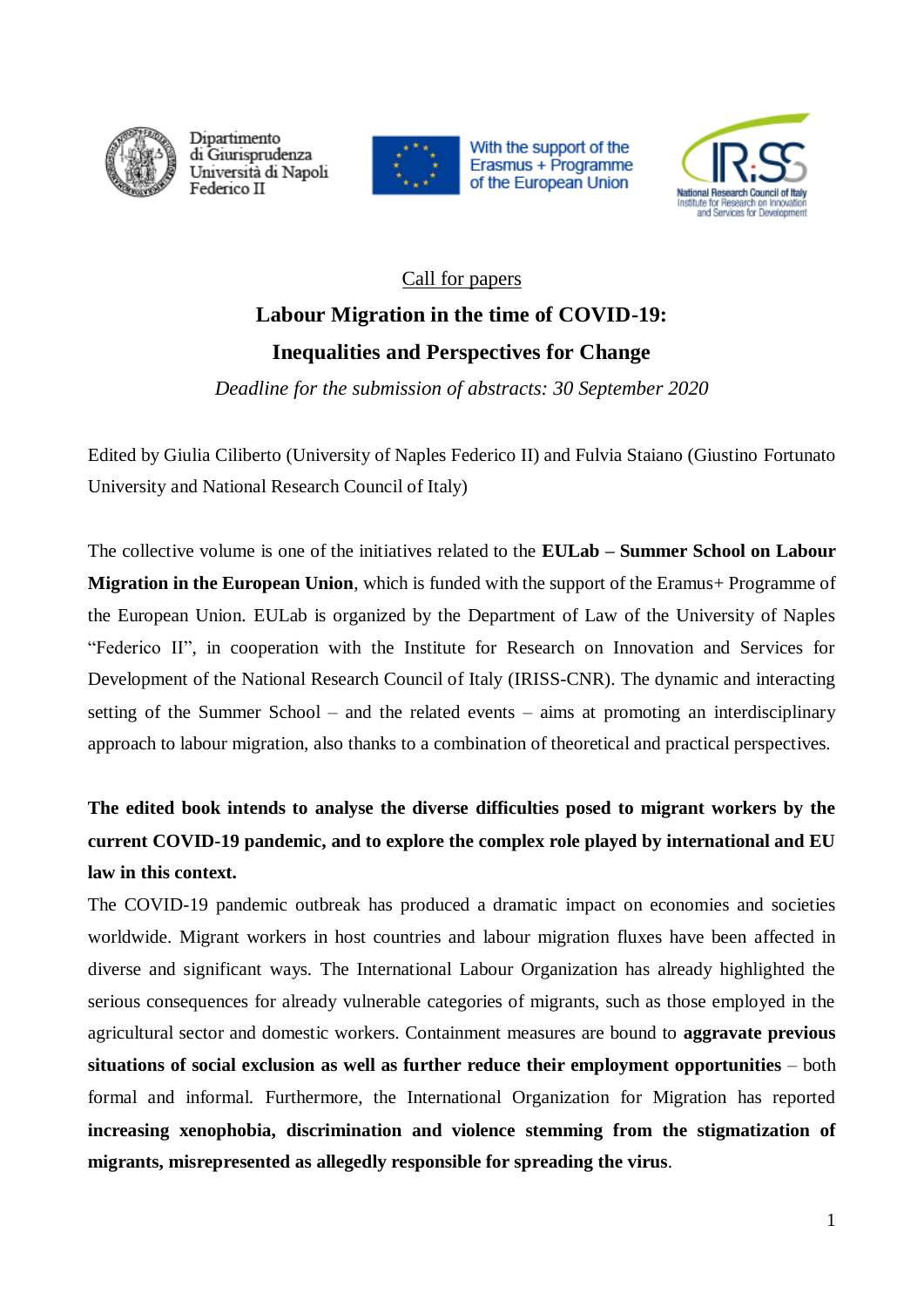Dipartimento di Giurisprudenza Università di Napoli Federico II

With the support of the Erasmus + Programme of the European Union

IRiSS National Research Council of Italy Institute for Research on Innovation and Services for Development

Call for papers

# Labour Migration in the time of COVID-19: Inequalities and Perspectives for Change

*Deadline for the submission of abstracts: 30 September 2020*

Edited by Giulia Ciliberto (University of Naples Federico II) and Fulvia Staiano (Giustino Fortunato University and National Research Council of Italy)

The collective volume is one of the initiatives related to the **EULab – Summer School on Labour Migration in the European Union**, which is funded with the support of the Eramus+ Programme of the European Union. EULab is organized by the Department of Law of the University of Naples "Federico II", in cooperation with the Institute for Research on Innovation and Services for Development of the National Research Council of Italy (IRISS-CNR). The dynamic and interacting setting of the Summer School – and the related events – aims at promoting an interdisciplinary approach to labour migration, also thanks to a combination of theoretical and practical perspectives.

**The edited book intends to analyse the diverse difficulties posed to migrant workers by the current COVID-19 pandemic, and to explore the complex role played by international and EU law in this context.**

The COVID-19 pandemic outbreak has produced a dramatic impact on economies and societies worldwide. Migrant workers in host countries and labour migration fluxes have been affected in diverse and significant ways. The International Labour Organization has already highlighted the serious consequences for already vulnerable categories of migrants, such as those employed in the agricultural sector and domestic workers. Containment measures are bound to **aggravate previous situations of social exclusion as well as further reduce their employment opportunities** – both formal and informal. Furthermore, the International Organization for Migration has reported **increasing xenophobia, discrimination and violence stemming from the stigmatization of migrants, misrepresented as allegedly responsible for spreading the virus**.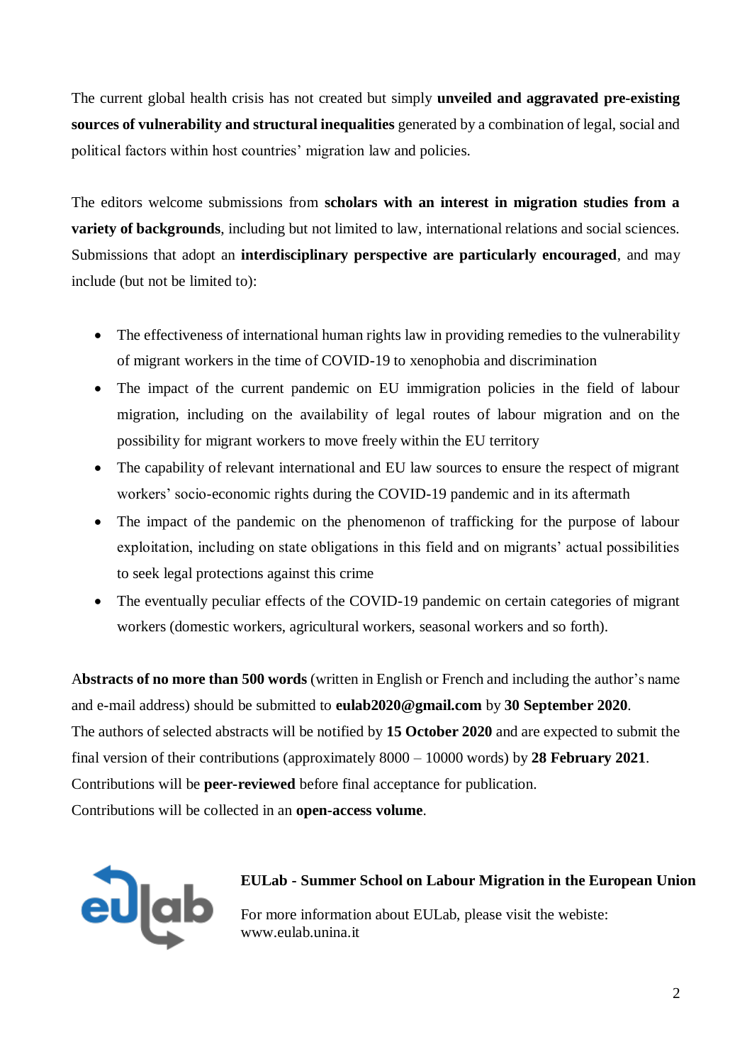The current global health crisis has not created but simply **unveiled and aggravated pre-existing sources of vulnerability and structural inequalities** generated by a combination of legal, social and political factors within host countries' migration law and policies.

The editors welcome submissions from **scholars with an interest in migration studies from a variety of backgrounds**, including but not limited to law, international relations and social sciences. Submissions that adopt an **interdisciplinary perspective are particularly encouraged**, and may include (but not be limited to):

- The effectiveness of international human rights law in providing remedies to the vulnerability of migrant workers in the time of COVID-19 to xenophobia and discrimination
- The impact of the current pandemic on EU immigration policies in the field of labour migration, including on the availability of legal routes of labour migration and on the possibility for migrant workers to move freely within the EU territory
- The capability of relevant international and EU law sources to ensure the respect of migrant workers' socio-economic rights during the COVID-19 pandemic and in its aftermath
- The impact of the pandemic on the phenomenon of trafficking for the purpose of labour exploitation, including on state obligations in this field and on migrants' actual possibilities to seek legal protections against this crime
- The eventually peculiar effects of the COVID-19 pandemic on certain categories of migrant workers (domestic workers, agricultural workers, seasonal workers and so forth).

**Abstracts of no more than 500 words** (written in English or French and including the author's name and e-mail address) should be submitted to **eulab2020@gmail.com** by **30 September 2020**.
The authors of selected abstracts will be notified by **15 October 2020** and are expected to submit the final version of their contributions (approximately 8000 – 10000 words) by **28 February 2021**.
Contributions will be **peer-reviewed** before final acceptance for publication.
Contributions will be collected in an **open-access volume**.

eulab

**EULab - Summer School on Labour Migration in the European Union**

For more information about EULab, please visit the webiste:
www.eulab.unina.it